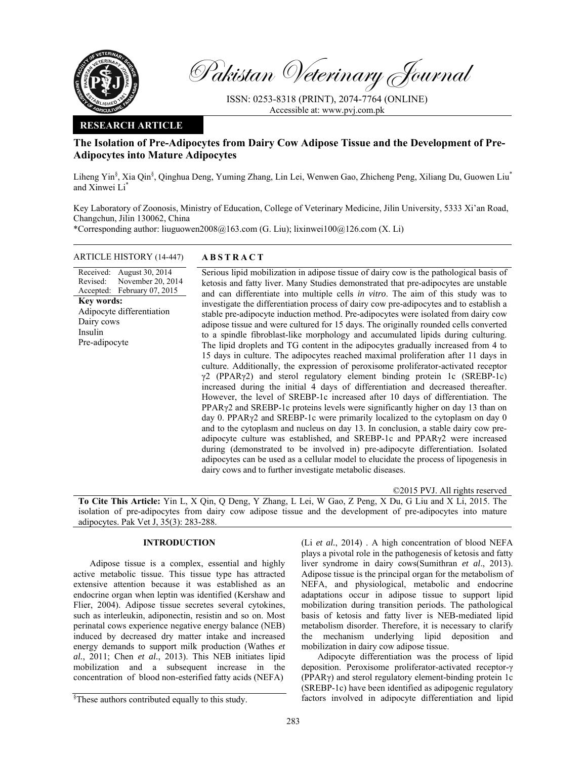Pakistan Veterinary Journal

ISSN: 0253-8318 (PRINT), 2074-7764 (ONLINE)
Accessible at: www.pvj.com.pk

**RESEARCH ARTICLE**

# The Isolation of Pre-Adipocytes from Dairy Cow Adipose Tissue and the Development of Pre-Adipocytes into Mature Adipocytes

Liheng Yin[§], Xia Qin[§], Qinghua Deng, Yuming Zhang, Lin Lei, Wenwen Gao, Zhicheng Peng, Xiliang Du, Guowen Liu[*] and Xinwei Li[*]

Key Laboratory of Zoonosis, Ministry of Education, College of Veterinary Medicine, Jilin University, 5333 Xi'an Road, Changchun, Jilin 130062, China

*Corresponding author: liuguowen2008@163.com (G. Liu); lixinwei100@126.com (X. Li)

**ARTICLE HISTORY** (14-447)

Received: August 30, 2014
Revised: November 20, 2014
Accepted: February 07, 2015

**Key words:**
Adipocyte differentiation
Dairy cows
Insulin
Pre-adipocyte

## ABSTRACT

Serious lipid mobilization in adipose tissue of dairy cow is the pathological basis of ketosis and fatty liver. Many Studies demonstrated that pre-adipocytes are unstable and can differentiate into multiple cells *in vitro*. The aim of this study was to investigate the differentiation process of dairy cow pre-adipocytes and to establish a stable pre-adipocyte induction method. Pre-adipocytes were isolated from dairy cow adipose tissue and were cultured for 15 days. The originally rounded cells converted to a spindle fibroblast-like morphology and accumulated lipids during culturing. The lipid droplets and TG content in the adipocytes gradually increased from 4 to 15 days in culture. The adipocytes reached maximal proliferation after 11 days in culture. Additionally, the expression of peroxisome proliferator-activated receptor γ2 (PPARγ2) and sterol regulatory element binding protein 1c (SREBP-1c) increased during the initial 4 days of differentiation and decreased thereafter. However, the level of SREBP-1c increased after 10 days of differentiation. The PPARγ2 and SREBP-1c proteins levels were significantly higher on day 13 than on day 0. PPARγ2 and SREBP-1c were primarily localized to the cytoplasm on day 0 and to the cytoplasm and nucleus on day 13. In conclusion, a stable dairy cow pre-adipocyte culture was established, and SREBP-1c and PPARγ2 were increased during (demonstrated to be involved in) pre-adipocyte differentiation. Isolated adipocytes can be used as a cellular model to elucidate the process of lipogenesis in dairy cows and to further investigate metabolic diseases.

©2015 PVJ. All rights reserved

**To Cite This Article:** Yin L, X Qin, Q Deng, Y Zhang, L Lei, W Gao, Z Peng, X Du, G Liu and X Li, 2015. The isolation of pre-adipocytes from dairy cow adipose tissue and the development of pre-adipocytes into mature adipocytes. Pak Vet J, 35(3): 283-288.

## INTRODUCTION

Adipose tissue is a complex, essential and highly active metabolic tissue. This tissue type has attracted extensive attention because it was established as an endocrine organ when leptin was identified (Kershaw and Flier, 2004). Adipose tissue secretes several cytokines, such as interleukin, adiponectin, resistin and so on. Most perinatal cows experience negative energy balance (NEB) induced by decreased dry matter intake and increased energy demands to support milk production (Wathes *et al.*, 2011; Chen *et al.*, 2013). This NEB initiates lipid mobilization and a subsequent increase in the concentration of blood non-esterified fatty acids (NEFA) (Li *et al.*, 2014) . A high concentration of blood NEFA plays a pivotal role in the pathogenesis of ketosis and fatty liver syndrome in dairy cows(Sumithran *et al*., 2013). Adipose tissue is the principal organ for the metabolism of NEFA, and physiological, metabolic and endocrine adaptations occur in adipose tissue to support lipid mobilization during transition periods. The pathological basis of ketosis and fatty liver is NEB-mediated lipid metabolism disorder. Therefore, it is necessary to clarify the mechanism underlying lipid deposition and mobilization in dairy cow adipose tissue.

Adipocyte differentiation was the process of lipid deposition. Peroxisome proliferator-activated receptor-γ (PPARγ) and sterol regulatory element-binding protein 1c (SREBP-1c) have been identified as adipogenic regulatory factors involved in adipocyte differentiation and lipid

[§]These authors contributed equally to this study.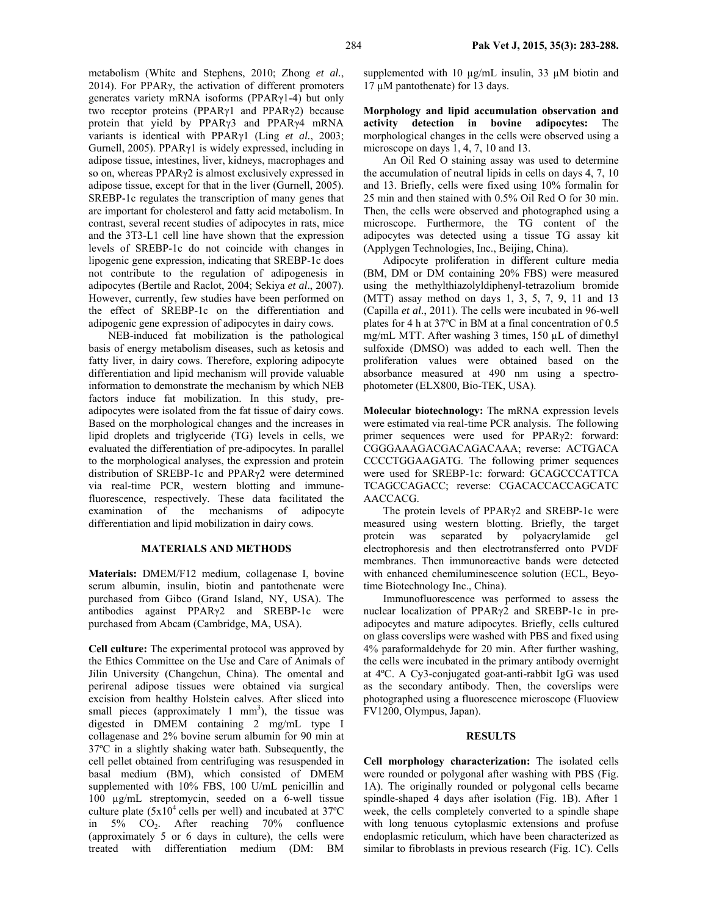metabolism (White and Stephens, 2010; Zhong *et al.*, 2014). For PPARγ, the activation of different promoters generates variety mRNA isoforms (PPARγ1-4) but only two receptor proteins (PPARγ1 and PPARγ2) because protein that yield by PPARγ3 and PPARγ4 mRNA variants is identical with PPARγ1 (Ling *et al.*, 2003; Gurnell, 2005). PPARγ1 is widely expressed, including in adipose tissue, intestines, liver, kidneys, macrophages and so on, whereas PPARγ2 is almost exclusively expressed in adipose tissue, except for that in the liver (Gurnell, 2005). SREBP-1c regulates the transcription of many genes that are important for cholesterol and fatty acid metabolism. In contrast, several recent studies of adipocytes in rats, mice and the 3T3-L1 cell line have shown that the expression levels of SREBP-1c do not coincide with changes in lipogenic gene expression, indicating that SREBP-1c does not contribute to the regulation of adipogenesis in adipocytes (Bertile and Raclot, 2004; Sekiya *et al*., 2007). However, currently, few studies have been performed on the effect of SREBP-1c on the differentiation and adipogenic gene expression of adipocytes in dairy cows.

NEB-induced fat mobilization is the pathological basis of energy metabolism diseases, such as ketosis and fatty liver, in dairy cows. Therefore, exploring adipocyte differentiation and lipid mechanism will provide valuable information to demonstrate the mechanism by which NEB factors induce fat mobilization. In this study, pre-adipocytes were isolated from the fat tissue of dairy cows. Based on the morphological changes and the increases in lipid droplets and triglyceride (TG) levels in cells, we evaluated the differentiation of pre-adipocytes. In parallel to the morphological analyses, the expression and protein distribution of SREBP-1c and PPARγ2 were determined via real-time PCR, western blotting and immune-fluorescence, respectively. These data facilitated the examination of the mechanisms of adipocyte differentiation and lipid mobilization in dairy cows.

## MATERIALS AND METHODS

**Materials:** DMEM/F12 medium, collagenase I, bovine serum albumin, insulin, biotin and pantothenate were purchased from Gibco (Grand Island, NY, USA). The antibodies against PPARγ2 and SREBP-1c were purchased from Abcam (Cambridge, MA, USA).

**Cell culture:** The experimental protocol was approved by the Ethics Committee on the Use and Care of Animals of Jilin University (Changchun, China). The omental and perirenal adipose tissues were obtained via surgical excision from healthy Holstein calves. After sliced into small pieces (approximately 1 $mm^3$), the tissue was digested in DMEM containing 2 mg/mL type I collagenase and 2% bovine serum albumin for 90 min at 37ºC in a slightly shaking water bath. Subsequently, the cell pellet obtained from centrifuging was resuspended in basal medium (BM), which consisted of DMEM supplemented with 10% FBS, 100 U/mL penicillin and 100 µg/mL streptomycin, seeded on a 6-well tissue culture plate ($5 \times 10^4$ cells per well) and incubated at 37ºC in 5% $CO_2$. After reaching 70% confluence (approximately 5 or 6 days in culture), the cells were treated with differentiation medium (DM: BM supplemented with 10 µg/mL insulin, 33 µM biotin and 17 µM pantothenate) for 13 days.

**Morphology and lipid accumulation observation and activity detection in bovine adipocytes:** The morphological changes in the cells were observed using a microscope on days 1, 4, 7, 10 and 13.

An Oil Red O staining assay was used to determine the accumulation of neutral lipids in cells on days 4, 7, 10 and 13. Briefly, cells were fixed using 10% formalin for 25 min and then stained with 0.5% Oil Red O for 30 min. Then, the cells were observed and photographed using a microscope. Furthermore, the TG content of the adipocytes was detected using a tissue TG assay kit (Applygen Technologies, Inc., Beijing, China).

Adipocyte proliferation in different culture media (BM, DM or DM containing 20% FBS) were measured using the methylthiazolyldiphenyl-tetrazolium bromide (MTT) assay method on days 1, 3, 5, 7, 9, 11 and 13 (Capilla *et al*., 2011). The cells were incubated in 96-well plates for 4 h at 37ºC in BM at a final concentration of 0.5 mg/mL MTT. After washing 3 times, 150 µL of dimethyl sulfoxide (DMSO) was added to each well. Then the proliferation values were obtained based on the absorbance measured at 490 nm using a spectro-photometer (ELX800, Bio-TEK, USA).

**Molecular biotechnology:** The mRNA expression levels were estimated via real-time PCR analysis. The following primer sequences were used for PPARγ2: forward: CGGGAAAGACGACAGACAAA; reverse: ACTGACA CCCCTGGAAGATG. The following primer sequences were used for SREBP-1c: forward: GCAGCCCATTCA TCAGCCAGACC; reverse: CGACACCACCAGCATC AACCACG.

The protein levels of PPARγ2 and SREBP-1c were measured using western blotting. Briefly, the target protein was separated by polyacrylamide gel electrophoresis and then electrotransferred onto PVDF membranes. Then immunoreactive bands were detected with enhanced chemiluminescence solution (ECL, Beyo-time Biotechnology Inc., China).

Immunofluorescence was performed to assess the nuclear localization of PPARγ2 and SREBP-1c in pre-adipocytes and mature adipocytes. Briefly, cells cultured on glass coverslips were washed with PBS and fixed using 4% paraformaldehyde for 20 min. After further washing, the cells were incubated in the primary antibody overnight at 4ºC. A Cy3-conjugated goat-anti-rabbit IgG was used as the secondary antibody. Then, the coverslips were photographed using a fluorescence microscope (Fluoview FV1200, Olympus, Japan).

## RESULTS

**Cell morphology characterization:** The isolated cells were rounded or polygonal after washing with PBS (Fig. 1A). The originally rounded or polygonal cells became spindle-shaped 4 days after isolation (Fig. 1B). After 1 week, the cells completely converted to a spindle shape with long tenuous cytoplasmic extensions and profuse endoplasmic reticulum, which have been characterized as similar to fibroblasts in previous research (Fig. 1C). Cells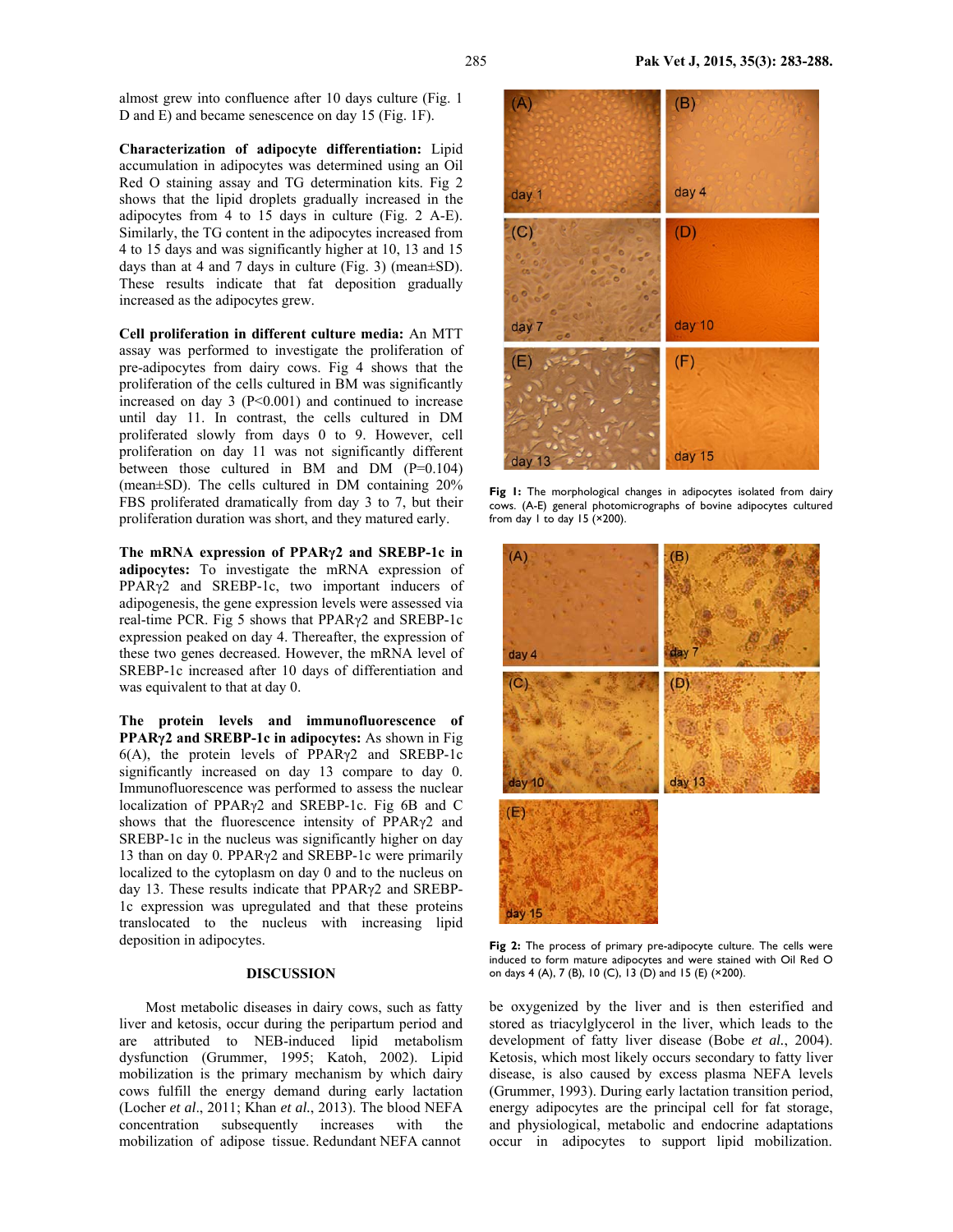almost grew into confluence after 10 days culture (Fig. 1 D and E) and became senescence on day 15 (Fig. 1F).

**Characterization of adipocyte differentiation:** Lipid accumulation in adipocytes was determined using an Oil Red O staining assay and TG determination kits. Fig 2 shows that the lipid droplets gradually increased in the adipocytes from 4 to 15 days in culture (Fig. 2 A-E). Similarly, the TG content in the adipocytes increased from 4 to 15 days and was significantly higher at 10, 13 and 15 days than at 4 and 7 days in culture (Fig. 3) (mean±SD). These results indicate that fat deposition gradually increased as the adipocytes grew.

**Cell proliferation in different culture media:** An MTT assay was performed to investigate the proliferation of pre-adipocytes from dairy cows. Fig 4 shows that the proliferation of the cells cultured in BM was significantly increased on day 3 ($P<0.001$) and continued to increase until day 11. In contrast, the cells cultured in DM proliferated slowly from days 0 to 9. However, cell proliferation on day 11 was not significantly different between those cultured in BM and DM ($P=0.104$) (mean±SD). The cells cultured in DM containing 20% FBS proliferated dramatically from day 3 to 7, but their proliferation duration was short, and they matured early.

**The mRNA expression of PPARγ2 and SREBP-1c in adipocytes:** To investigate the mRNA expression of PPARγ2 and SREBP-1c, two important inducers of adipogenesis, the gene expression levels were assessed via real-time PCR. Fig 5 shows that PPARγ2 and SREBP-1c expression peaked on day 4. Thereafter, the expression of these two genes decreased. However, the mRNA level of SREBP-1c increased after 10 days of differentiation and was equivalent to that at day 0.

**The protein levels and immunofluorescence of PPARγ2 and SREBP-1c in adipocytes:** As shown in Fig 6(A), the protein levels of PPARγ2 and SREBP-1c significantly increased on day 13 compare to day 0. Immunofluorescence was performed to assess the nuclear localization of PPARγ2 and SREBP-1c. Fig 6B and C shows that the fluorescence intensity of PPARγ2 and SREBP-1c in the nucleus was significantly higher on day 13 than on day 0. PPARγ2 and SREBP-1c were primarily localized to the cytoplasm on day 0 and to the nucleus on day 13. These results indicate that PPARγ2 and SREBP-1c expression was upregulated and that these proteins translocated to the nucleus with increasing lipid deposition in adipocytes.

Fig 1: The morphological changes in adipocytes isolated from dairy cows. (A-E) general photomicrographs of bovine adipocytes cultured from day 1 to day 15 (×200).

Fig 2: The process of primary pre-adipocyte culture. The cells were induced to form mature adipocytes and were stained with Oil Red O on days 4 (A), 7 (B), 10 (C), 13 (D) and 15 (E) (×200).

## DISCUSSION

Most metabolic diseases in dairy cows, such as fatty liver and ketosis, occur during the peripartum period and are attributed to NEB-induced lipid metabolism dysfunction (Grummer, 1995; Katoh, 2002). Lipid mobilization is the primary mechanism by which dairy cows fulfill the energy demand during early lactation (Locher *et al*., 2011; Khan *et al.*, 2013). The blood NEFA concentration subsequently increases with the mobilization of adipose tissue. Redundant NEFA cannot be oxygenized by the liver and is then esterified and stored as triacylglycerol in the liver, which leads to the development of fatty liver disease (Bobe *et al.*, 2004). Ketosis, which most likely occurs secondary to fatty liver disease, is also caused by excess plasma NEFA levels (Grummer, 1993). During early lactation transition period, energy adipocytes are the principal cell for fat storage, and physiological, metabolic and endocrine adaptations occur in adipocytes to support lipid mobilization.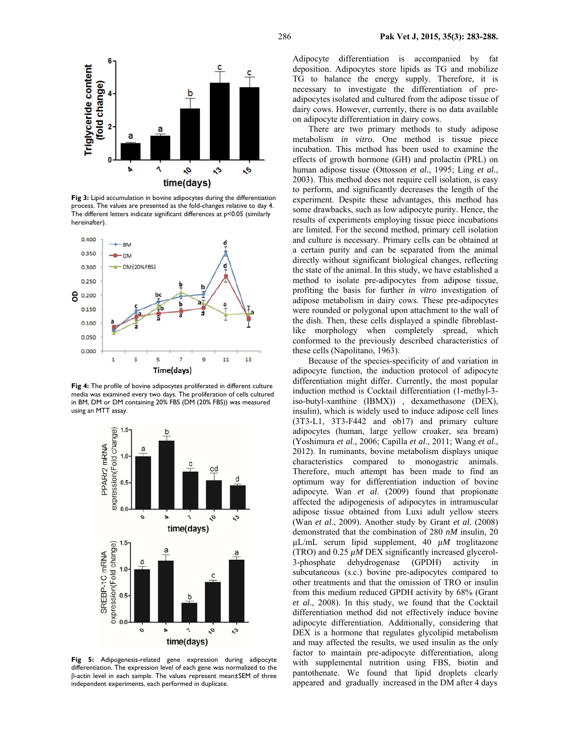Fig 3: Lipid accumulation in bovine adipocytes during the differentiation process. The values are presented as the fold-changes relative to day 4. The different letters indicate significant differences at p<0.05 (similarly hereinafter).

Fig 4: The profile of bovine adipocytes proliferated in different culture media was examined every two days. The proliferation of cells cultured in BM, DM or DM containing 20% FBS (DM (20% FBS)) was measured using an MTT assay.

Fig 5: Adipogenesis-related gene expression during adipocyte differentiation. The expression level of each gene was normalized to the β-actin level in each sample. The values represent mean±SEM of three independent experiments, each performed in duplicate.

Adipocyte differentiation is accompanied by fat deposition. Adipocytes store lipids as TG and mobilize TG to balance the energy supply. Therefore, it is necessary to investigate the differentiation of pre-adipocytes isolated and cultured from the adipose tissue of dairy cows. However, currently, there is no data available on adipocyte differentiation in dairy cows.

There are two primary methods to study adipose metabolism *in vitro*. One method is tissue piece incubation. This method has been used to examine the effects of growth hormone (GH) and prolactin (PRL) on human adipose tissue (Ottosson *et al*., 1995; Ling *et al*., 2003). This method does not require cell isolation, is easy to perform, and significantly decreases the length of the experiment. Despite these advantages, this method has some drawbacks, such as low adipocyte purity. Hence, the results of experiments employing tissue piece incubations are limited. For the second method, primary cell isolation and culture is necessary. Primary cells can be obtained at a certain purity and can be separated from the animal directly without significant biological changes, reflecting the state of the animal. In this study, we have established a method to isolate pre-adipocytes from adipose tissue, profiting the basis for further *in vitro* investigation of adipose metabolism in dairy cows. These pre-adipocytes were rounded or polygonal upon attachment to the wall of the dish. Then, these cells displayed a spindle fibroblast-like morphology when completely spread, which conformed to the previously described characteristics of these cells (Napolitano, 1963).

Because of the species-specificity of and variation in adipocyte function, the induction protocol of adipocyte differentiation might differ. Currently, the most popular induction method is Cocktail differentiation (1-methyl-3-iso-butyl-xanthine (IBMX)) , dexamethasone (DEX), insulin), which is widely used to induce adipose cell lines (3T3-L1, 3T3-F442 and ob17) and primary culture adipocytes (human, large yellow croaker, sea bream) (Yoshimura *et al*., 2006; Capilla *et al*., 2011; Wang *et al*., 2012). In ruminants, bovine metabolism displays unique characteristics compared to monogastric animals. Therefore, much attempt has been made to find an optimum way for differentiation induction of bovine adipocyte. Wan *et al*. (2009) found that propionate affected the adipogenesis of adipocytes in intramuscular adipose tissue obtained from Luxi adult yellow steers (Wan *et al*., 2009). Another study by Grant *et al*. (2008) demonstrated that the combination of 280 *nM* insulin, 20 μL/mL serum lipid supplement, 40 *μM* troglitazone (TRO) and 0.25 *μM* DEX significantly increased glycerol-3-phosphate dehydrogenase (GPDH) activity in subcutaneous (s.c.) bovine pre-adipocytes compared to other treatments and that the omission of TRO or insulin from this medium reduced GPDH activity by 68% (Grant *et al*., 2008). In this study, we found that the Cocktail differentiation method did not effectively induce bovine adipocyte differentiation. Additionally, considering that DEX is a hormone that regulates glycolipid metabolism and may affected the results, we used insulin as the only factor to maintain pre-adipocyte differentiation, along with supplemental nutrition using FBS, biotin and pantothenate. We found that lipid droplets clearly appeared and gradually increased in the DM after 4 days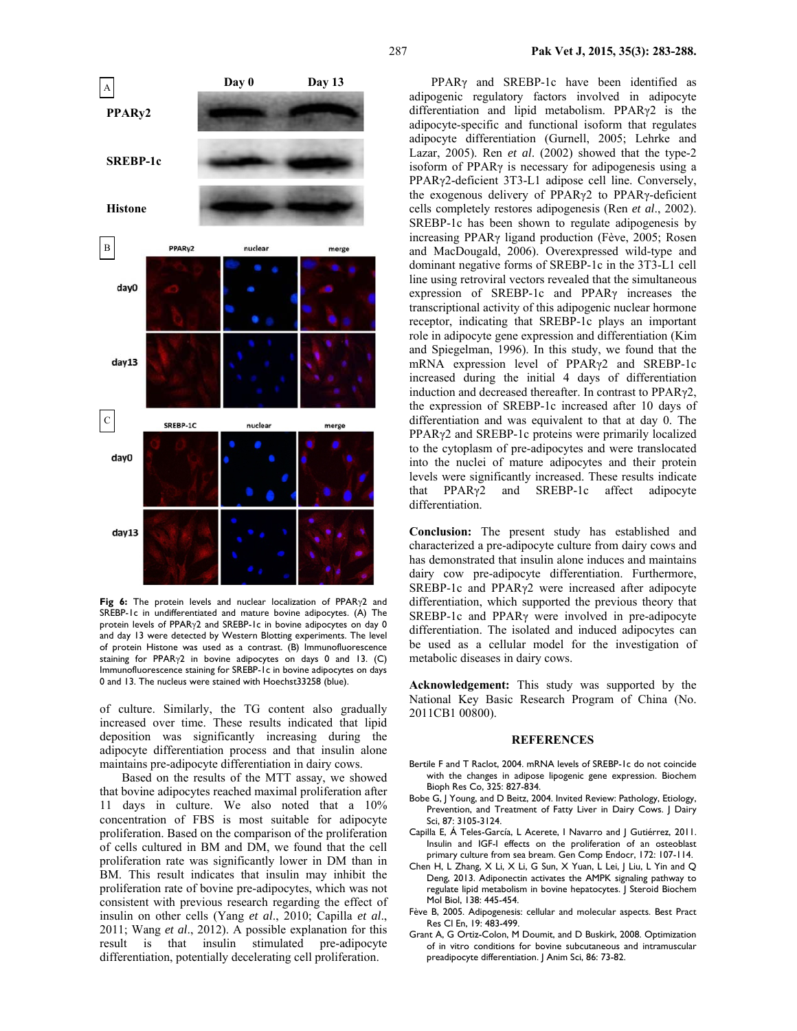**Fig 6:** The protein levels and nuclear localization of PPARγ2 and SREBP-1c in undifferentiated and mature bovine adipocytes. (A) The protein levels of PPARγ2 and SREBP-1c in bovine adipocytes on day 0 and day 13 were detected by Western Blotting experiments. The level of protein Histone was used as a contrast. (B) Immunofluorescence staining for PPARγ2 in bovine adipocytes on days 0 and 13. (C) Immunofluorescence staining for SREBP-1c in bovine adipocytes on days 0 and 13. The nucleus were stained with Hoechst33258 (blue).

of culture. Similarly, the TG content also gradually increased over time. These results indicated that lipid deposition was significantly increasing during the adipocyte differentiation process and that insulin alone maintains pre-adipocyte differentiation in dairy cows.

Based on the results of the MTT assay, we showed that bovine adipocytes reached maximal proliferation after 11 days in culture. We also noted that a 10% concentration of FBS is most suitable for adipocyte proliferation. Based on the comparison of the proliferation of cells cultured in BM and DM, we found that the cell proliferation rate was significantly lower in DM than in BM. This result indicates that insulin may inhibit the proliferation rate of bovine pre-adipocytes, which was not consistent with previous research regarding the effect of insulin on other cells (Yang *et al*., 2010; Capilla *et al*., 2011; Wang *et al*., 2012). A possible explanation for this result is that insulin stimulated pre-adipocyte differentiation, potentially decelerating cell proliferation.

PPARγ and SREBP-1c have been identified as adipogenic regulatory factors involved in adipocyte differentiation and lipid metabolism. PPARγ2 is the adipocyte-specific and functional isoform that regulates adipocyte differentiation (Gurnell, 2005; Lehrke and Lazar, 2005). Ren *et al*. (2002) showed that the type-2 isoform of PPARγ is necessary for adipogenesis using a PPARγ2-deficient 3T3-L1 adipose cell line. Conversely, the exogenous delivery of PPARγ2 to PPARγ-deficient cells completely restores adipogenesis (Ren *et al*., 2002). SREBP-1c has been shown to regulate adipogenesis by increasing PPARγ ligand production (Fève, 2005; Rosen and MacDougald, 2006). Overexpressed wild-type and dominant negative forms of SREBP-1c in the 3T3-L1 cell line using retroviral vectors revealed that the simultaneous expression of SREBP-1c and PPARγ increases the transcriptional activity of this adipogenic nuclear hormone receptor, indicating that SREBP-1c plays an important role in adipocyte gene expression and differentiation (Kim and Spiegelman, 1996). In this study, we found that the mRNA expression level of PPARγ2 and SREBP-1c increased during the initial 4 days of differentiation induction and decreased thereafter. In contrast to PPARγ2, the expression of SREBP-1c increased after 10 days of differentiation and was equivalent to that at day 0. The PPARγ2 and SREBP-1c proteins were primarily localized to the cytoplasm of pre-adipocytes and were translocated into the nuclei of mature adipocytes and their protein levels were significantly increased. These results indicate that PPARγ2 and SREBP-1c affect adipocyte differentiation.

**Conclusion:** The present study has established and characterized a pre-adipocyte culture from dairy cows and has demonstrated that insulin alone induces and maintains dairy cow pre-adipocyte differentiation. Furthermore, SREBP-1c and PPARγ2 were increased after adipocyte differentiation, which supported the previous theory that SREBP-1c and PPARγ were involved in pre-adipocyte differentiation. The isolated and induced adipocytes can be used as a cellular model for the investigation of metabolic diseases in dairy cows.

**Acknowledgement:** This study was supported by the National Key Basic Research Program of China (No. 2011CB1 00800).

## REFERENCES

Bertile F and T Raclot, 2004. mRNA levels of SREBP-1c do not coincide with the changes in adipose lipogenic gene expression. Biochem Bioph Res Co, 325: 827-834.

Bobe G, J Young, and D Beitz, 2004. Invited Review: Pathology, Etiology, Prevention, and Treatment of Fatty Liver in Dairy Cows. J Dairy Sci, 87: 3105-3124.

Capilla E, Á Teles-García, L Acerete, I Navarro and J Gutiérrez, 2011. Insulin and IGF-I effects on the proliferation of an osteoblast primary culture from sea bream. Gen Comp Endocr, 172: 107-114.

Chen H, L Zhang, X Li, X Li, G Sun, X Yuan, L Lei, J Liu, L Yin and Q Deng, 2013. Adiponectin activates the AMPK signaling pathway to regulate lipid metabolism in bovine hepatocytes. J Steroid Biochem Mol Biol, 138: 445-454.

Fève B, 2005. Adipogenesis: cellular and molecular aspects. Best Pract Res Cl En, 19: 483-499.

Grant A, G Ortiz-Colon, M Doumit, and D Buskirk, 2008. Optimization of in vitro conditions for bovine subcutaneous and intramuscular preadipocyte differentiation. J Anim Sci, 86: 73-82.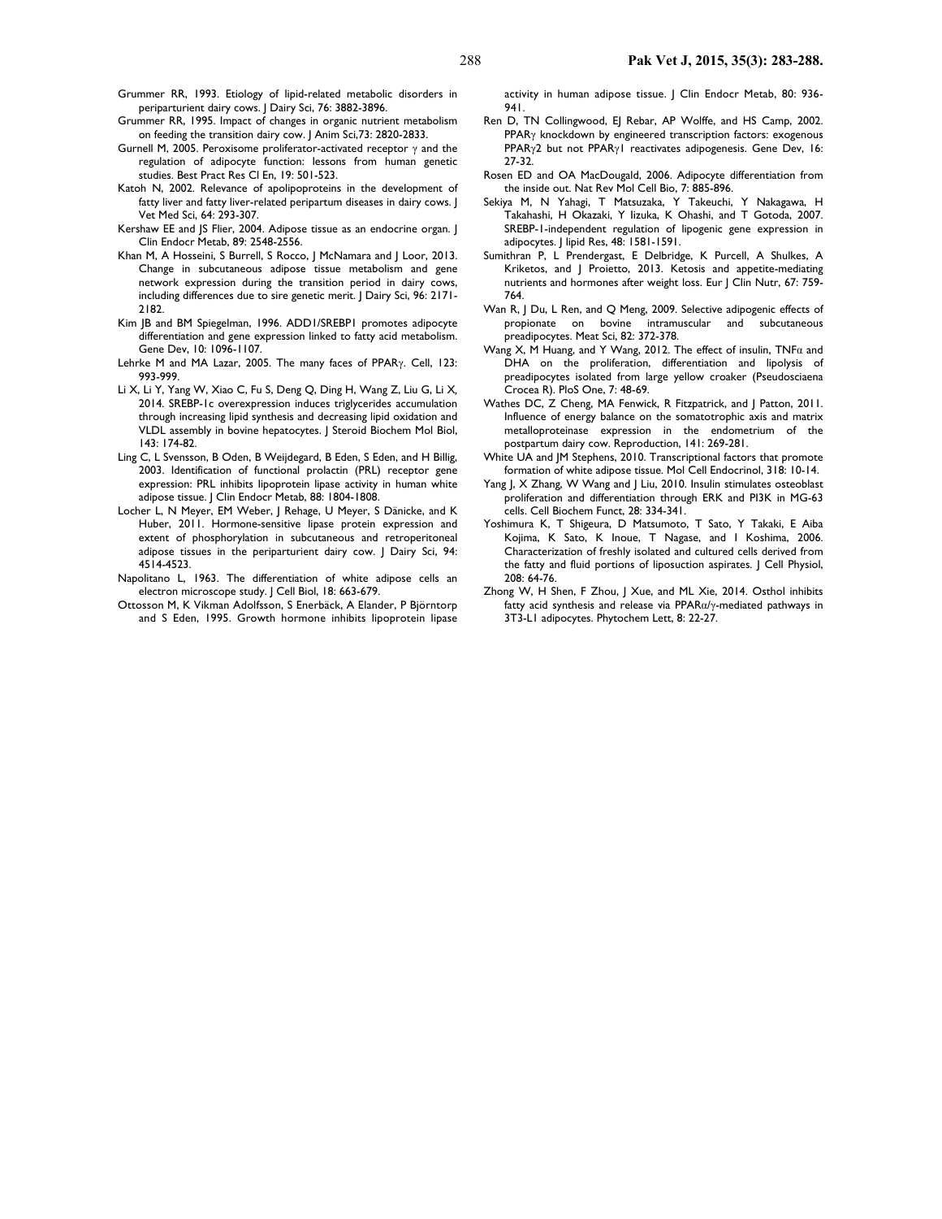Grummer RR, 1993. Etiology of lipid-related metabolic disorders in periparturient dairy cows. J Dairy Sci, 76: 3882-3896.

Grummer RR, 1995. Impact of changes in organic nutrient metabolism on feeding the transition dairy cow. J Anim Sci,73: 2820-2833.

Gurnell M, 2005. Peroxisome proliferator-activated receptor γ and the regulation of adipocyte function: lessons from human genetic studies. Best Pract Res Cl En, 19: 501-523.

Katoh N, 2002. Relevance of apolipoproteins in the development of fatty liver and fatty liver-related peripartum diseases in dairy cows. J Vet Med Sci, 64: 293-307.

Kershaw EE and JS Flier, 2004. Adipose tissue as an endocrine organ. J Clin Endocr Metab, 89: 2548-2556.

Khan M, A Hosseini, S Burrell, S Rocco, J McNamara and J Loor, 2013. Change in subcutaneous adipose tissue metabolism and gene network expression during the transition period in dairy cows, including differences due to sire genetic merit. J Dairy Sci, 96: 2171-2182.

Kim JB and BM Spiegelman, 1996. ADD1/SREBP1 promotes adipocyte differentiation and gene expression linked to fatty acid metabolism. Gene Dev, 10: 1096-1107.

Lehrke M and MA Lazar, 2005. The many faces of PPARγ. Cell, 123: 993-999.

Li X, Li Y, Yang W, Xiao C, Fu S, Deng Q, Ding H, Wang Z, Liu G, Li X, 2014. SREBP-1c overexpression induces triglycerides accumulation through increasing lipid synthesis and decreasing lipid oxidation and VLDL assembly in bovine hepatocytes. J Steroid Biochem Mol Biol, 143: 174-82.

Ling C, L Svensson, B Oden, B Weijdegard, B Eden, S Eden, and H Billig, 2003. Identification of functional prolactin (PRL) receptor gene expression: PRL inhibits lipoprotein lipase activity in human white adipose tissue. J Clin Endocr Metab, 88: 1804-1808.

Locher L, N Meyer, EM Weber, J Rehage, U Meyer, S Dänicke, and K Huber, 2011. Hormone-sensitive lipase protein expression and extent of phosphorylation in subcutaneous and retroperitoneal adipose tissues in the periparturient dairy cow. J Dairy Sci, 94: 4514-4523.

Napolitano L, 1963. The differentiation of white adipose cells an electron microscope study. J Cell Biol, 18: 663-679.

Ottosson M, K Vikman Adolfsson, S Enerbäck, A Elander, P Björntorp and S Eden, 1995. Growth hormone inhibits lipoprotein lipase activity in human adipose tissue. J Clin Endocr Metab, 80: 936-941.

Ren D, TN Collingwood, EJ Rebar, AP Wolffe, and HS Camp, 2002. PPARγ knockdown by engineered transcription factors: exogenous PPARγ2 but not PPARγ1 reactivates adipogenesis. Gene Dev, 16: 27-32.

Rosen ED and OA MacDougald, 2006. Adipocyte differentiation from the inside out. Nat Rev Mol Cell Bio, 7: 885-896.

Sekiya M, N Yahagi, T Matsuzaka, Y Takeuchi, Y Nakagawa, H Takahashi, H Okazaki, Y Iizuka, K Ohashi, and T Gotoda, 2007. SREBP-1-independent regulation of lipogenic gene expression in adipocytes. J lipid Res, 48: 1581-1591.

Sumithran P, L Prendergast, E Delbridge, K Purcell, A Shulkes, A Kriketos, and J Proietto, 2013. Ketosis and appetite-mediating nutrients and hormones after weight loss. Eur J Clin Nutr, 67: 759-764.

Wan R, J Du, L Ren, and Q Meng, 2009. Selective adipogenic effects of propionate on bovine intramuscular and subcutaneous preadipocytes. Meat Sci, 82: 372-378.

Wang X, M Huang, and Y Wang, 2012. The effect of insulin, TNFα and DHA on the proliferation, differentiation and lipolysis of preadipocytes isolated from large yellow croaker (Pseudosciaena Crocea R). PloS One, 7: 48-69.

Wathes DC, Z Cheng, MA Fenwick, R Fitzpatrick, and J Patton, 2011. Influence of energy balance on the somatotrophic axis and matrix metalloproteinase expression in the endometrium of the postpartum dairy cow. Reproduction, 141: 269-281.

White UA and JM Stephens, 2010. Transcriptional factors that promote formation of white adipose tissue. Mol Cell Endocrinol, 318: 10-14.

Yang J, X Zhang, W Wang and J Liu, 2010. Insulin stimulates osteoblast proliferation and differentiation through ERK and PI3K in MG-63 cells. Cell Biochem Funct, 28: 334-341.

Yoshimura K, T Shigeura, D Matsumoto, T Sato, Y Takaki, E Aiba Kojima, K Sato, K Inoue, T Nagase, and I Koshima, 2006. Characterization of freshly isolated and cultured cells derived from the fatty and fluid portions of liposuction aspirates. J Cell Physiol, 208: 64-76.

Zhong W, H Shen, F Zhou, J Xue, and ML Xie, 2014. Osthol inhibits fatty acid synthesis and release via PPARα/γ-mediated pathways in 3T3-L1 adipocytes. Phytochem Lett, 8: 22-27.